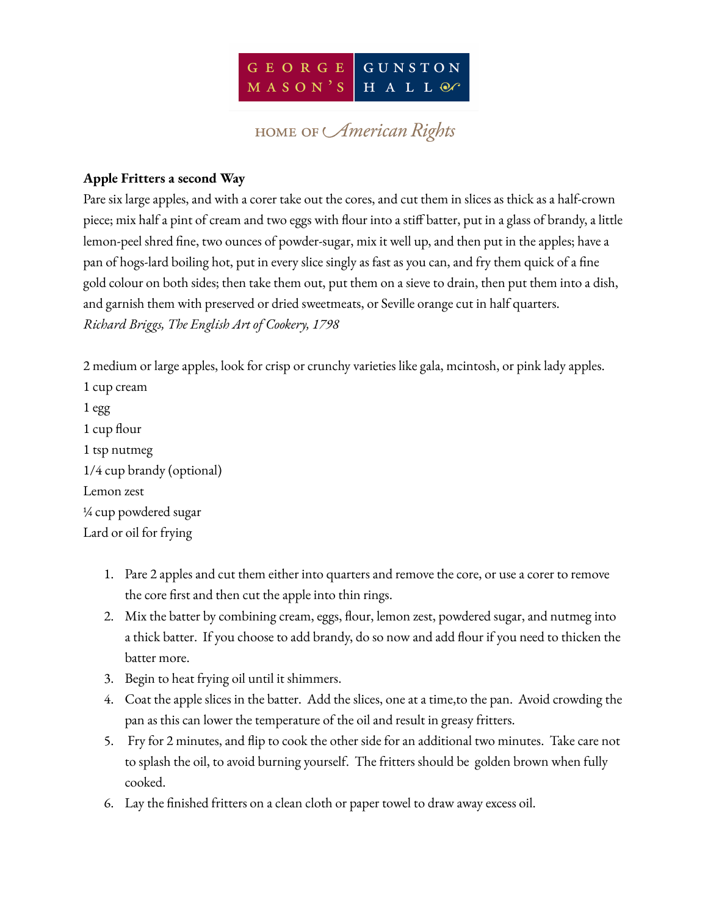GEORGE MASON'S GUNSTON HALL

HOME OF *American Rights*

**Apple Fritters a second Way**

Pare six large apples, and with a corer take out the cores, and cut them in slices as thick as a half-crown piece; mix half a pint of cream and two eggs with flour into a stiff batter, put in a glass of brandy, a little lemon-peel shred fine, two ounces of powder-sugar, mix it well up, and then put in the apples; have a pan of hogs-lard boiling hot, put in every slice singly as fast as you can, and fry them quick of a fine gold colour on both sides; then take them out, put them on a sieve to drain, then put them into a dish, and garnish them with preserved or dried sweetmeats, or Seville orange cut in half quarters.

*Richard Briggs, The English Art of Cookery, 1798*

2 medium or large apples, look for crisp or crunchy varieties like gala, mcintosh, or pink lady apples.

1 cup cream

1 egg

1 cup flour

1 tsp nutmeg

1/4 cup brandy (optional)

Lemon zest

¼ cup powdered sugar

Lard or oil for frying

1. Pare 2 apples and cut them either into quarters and remove the core, or use a corer to remove the core first and then cut the apple into thin rings.
2. Mix the batter by combining cream, eggs, flour, lemon zest, powdered sugar, and nutmeg into a thick batter. If you choose to add brandy, do so now and add flour if you need to thicken the batter more.
3. Begin to heat frying oil until it shimmers.
4. Coat the apple slices in the batter. Add the slices, one at a time,to the pan. Avoid crowding the pan as this can lower the temperature of the oil and result in greasy fritters.
5. Fry for 2 minutes, and flip to cook the other side for an additional two minutes. Take care not to splash the oil, to avoid burning yourself. The fritters should be golden brown when fully cooked.
6. Lay the finished fritters on a clean cloth or paper towel to draw away excess oil.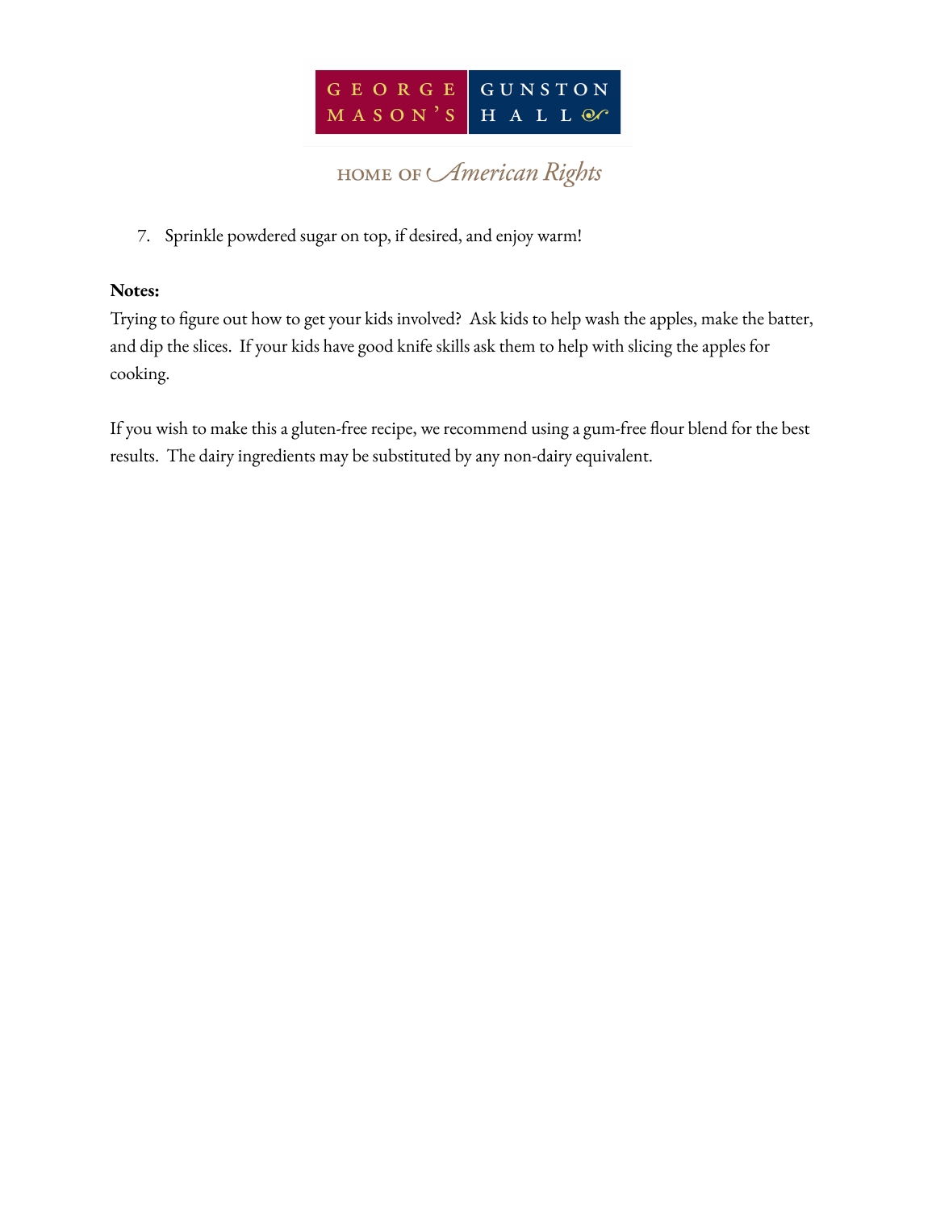7. Sprinkle powdered sugar on top, if desired, and enjoy warm!

**Notes:**

Trying to figure out how to get your kids involved? Ask kids to help wash the apples, make the batter, and dip the slices. If your kids have good knife skills ask them to help with slicing the apples for cooking.

If you wish to make this a gluten-free recipe, we recommend using a gum-free flour blend for the best results. The dairy ingredients may be substituted by any non-dairy equivalent.